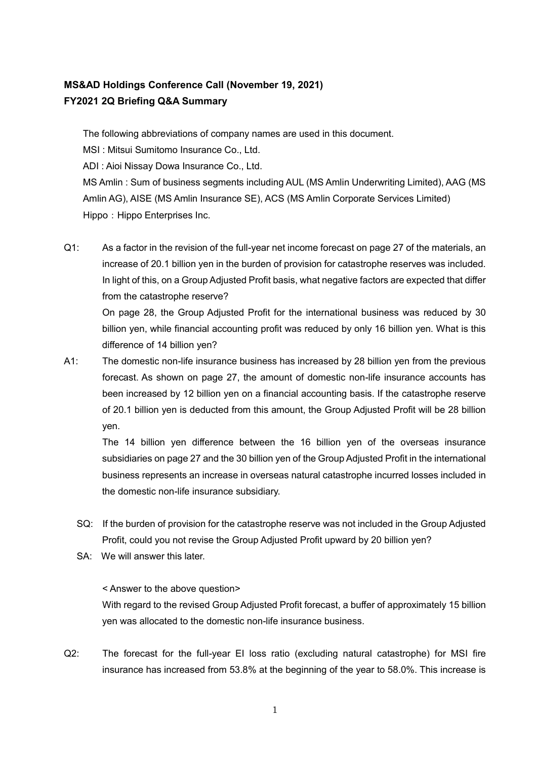**MS&AD Holdings Conference Call (November 19, 2021)**
**FY2021 2Q Briefing Q&A Summary**

The following abbreviations of company names are used in this document.

MSI : Mitsui Sumitomo Insurance Co., Ltd.

ADI : Aioi Nissay Dowa Insurance Co., Ltd.

MS Amlin : Sum of business segments including AUL (MS Amlin Underwriting Limited), AAG (MS Amlin AG), AISE (MS Amlin Insurance SE), ACS (MS Amlin Corporate Services Limited)

Hippo：Hippo Enterprises Inc.

Q1: As a factor in the revision of the full-year net income forecast on page 27 of the materials, an increase of 20.1 billion yen in the burden of provision for catastrophe reserves was included. In light of this, on a Group Adjusted Profit basis, what negative factors are expected that differ from the catastrophe reserve?

On page 28, the Group Adjusted Profit for the international business was reduced by 30 billion yen, while financial accounting profit was reduced by only 16 billion yen. What is this difference of 14 billion yen?

A1: The domestic non-life insurance business has increased by 28 billion yen from the previous forecast. As shown on page 27, the amount of domestic non-life insurance accounts has been increased by 12 billion yen on a financial accounting basis. If the catastrophe reserve of 20.1 billion yen is deducted from this amount, the Group Adjusted Profit will be 28 billion yen.

The 14 billion yen difference between the 16 billion yen of the overseas insurance subsidiaries on page 27 and the 30 billion yen of the Group Adjusted Profit in the international business represents an increase in overseas natural catastrophe incurred losses included in the domestic non-life insurance subsidiary.

SQ: If the burden of provision for the catastrophe reserve was not included in the Group Adjusted Profit, could you not revise the Group Adjusted Profit upward by 20 billion yen?

SA: We will answer this later.

< Answer to the above question>

With regard to the revised Group Adjusted Profit forecast, a buffer of approximately 15 billion yen was allocated to the domestic non-life insurance business.

Q2: The forecast for the full-year EI loss ratio (excluding natural catastrophe) for MSI fire insurance has increased from 53.8% at the beginning of the year to 58.0%. This increase is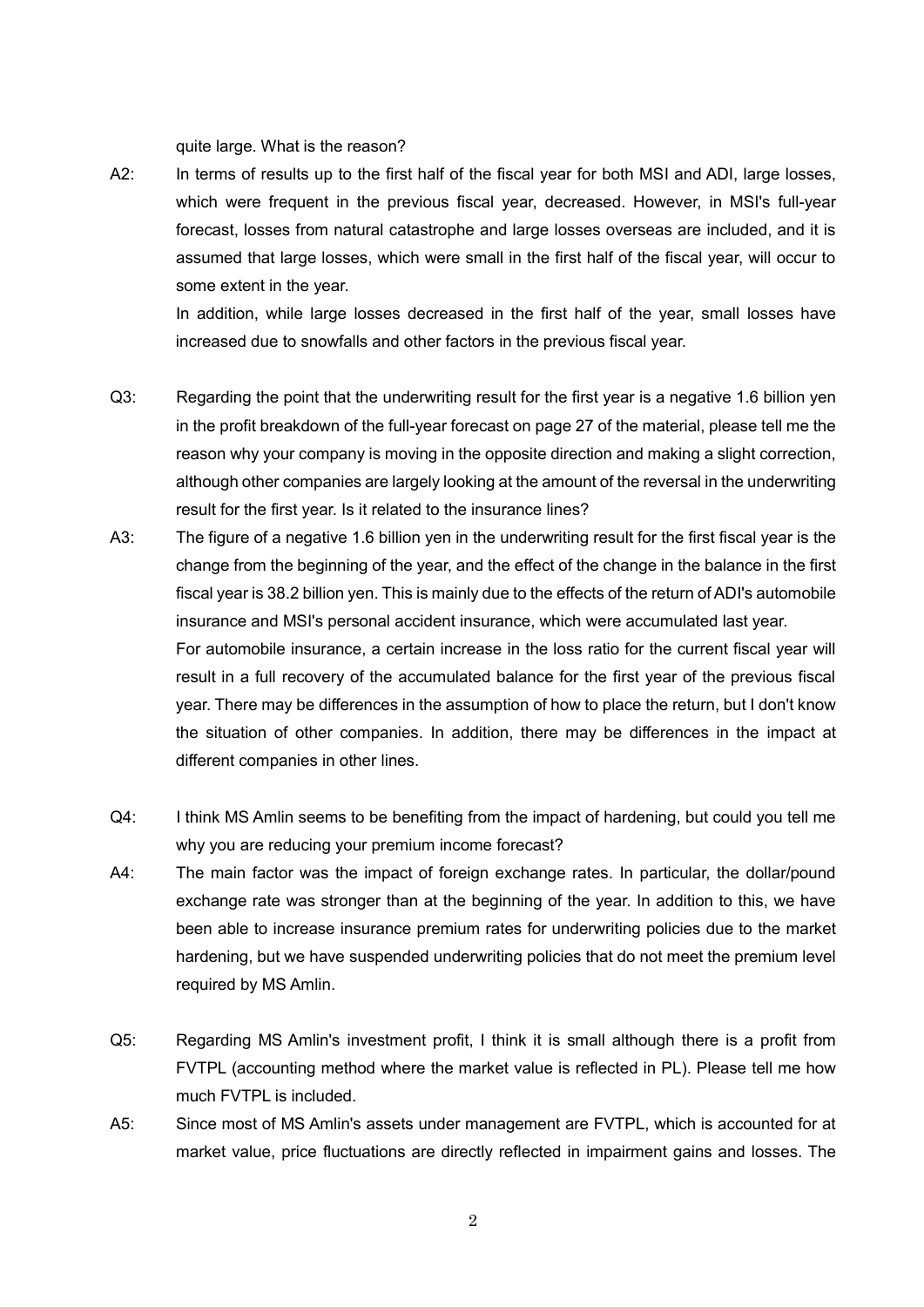quite large. What is the reason?

A2: In terms of results up to the first half of the fiscal year for both MSI and ADI, large losses, which were frequent in the previous fiscal year, decreased. However, in MSI's full-year forecast, losses from natural catastrophe and large losses overseas are included, and it is assumed that large losses, which were small in the first half of the fiscal year, will occur to some extent in the year.

In addition, while large losses decreased in the first half of the year, small losses have increased due to snowfalls and other factors in the previous fiscal year.

Q3: Regarding the point that the underwriting result for the first year is a negative 1.6 billion yen in the profit breakdown of the full-year forecast on page 27 of the material, please tell me the reason why your company is moving in the opposite direction and making a slight correction, although other companies are largely looking at the amount of the reversal in the underwriting result for the first year. Is it related to the insurance lines?

A3: The figure of a negative 1.6 billion yen in the underwriting result for the first fiscal year is the change from the beginning of the year, and the effect of the change in the balance in the first fiscal year is 38.2 billion yen. This is mainly due to the effects of the return of ADI's automobile insurance and MSI's personal accident insurance, which were accumulated last year.

For automobile insurance, a certain increase in the loss ratio for the current fiscal year will result in a full recovery of the accumulated balance for the first year of the previous fiscal year. There may be differences in the assumption of how to place the return, but I don't know the situation of other companies. In addition, there may be differences in the impact at different companies in other lines.

Q4: I think MS Amlin seems to be benefiting from the impact of hardening, but could you tell me why you are reducing your premium income forecast?

A4: The main factor was the impact of foreign exchange rates. In particular, the dollar/pound exchange rate was stronger than at the beginning of the year. In addition to this, we have been able to increase insurance premium rates for underwriting policies due to the market hardening, but we have suspended underwriting policies that do not meet the premium level required by MS Amlin.

Q5: Regarding MS Amlin's investment profit, I think it is small although there is a profit from FVTPL (accounting method where the market value is reflected in PL). Please tell me how much FVTPL is included.

A5: Since most of MS Amlin's assets under management are FVTPL, which is accounted for at market value, price fluctuations are directly reflected in impairment gains and losses. The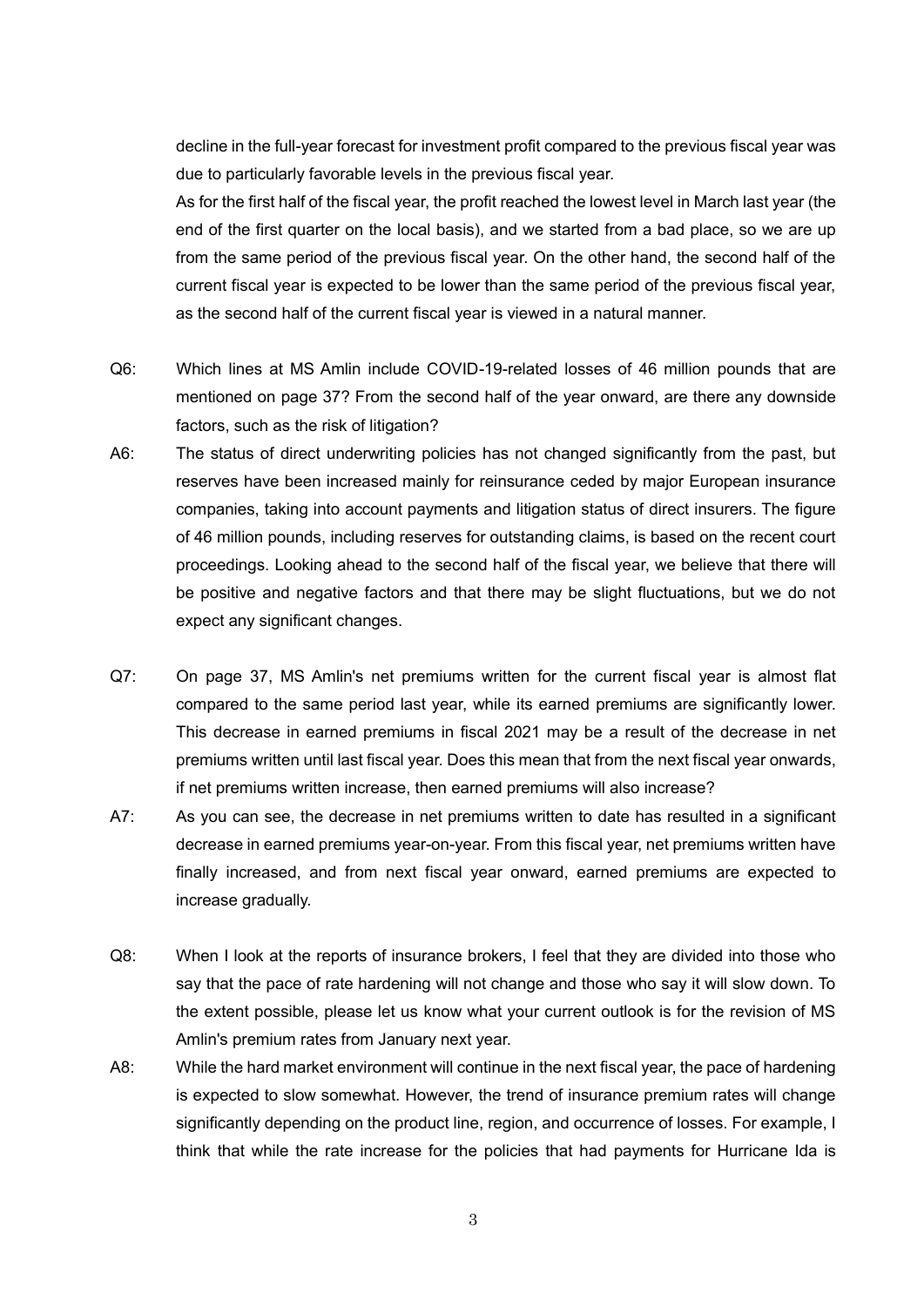decline in the full-year forecast for investment profit compared to the previous fiscal year was due to particularly favorable levels in the previous fiscal year.

As for the first half of the fiscal year, the profit reached the lowest level in March last year (the end of the first quarter on the local basis), and we started from a bad place, so we are up from the same period of the previous fiscal year. On the other hand, the second half of the current fiscal year is expected to be lower than the same period of the previous fiscal year, as the second half of the current fiscal year is viewed in a natural manner.

Q6: Which lines at MS Amlin include COVID-19-related losses of 46 million pounds that are mentioned on page 37? From the second half of the year onward, are there any downside factors, such as the risk of litigation?

A6: The status of direct underwriting policies has not changed significantly from the past, but reserves have been increased mainly for reinsurance ceded by major European insurance companies, taking into account payments and litigation status of direct insurers. The figure of 46 million pounds, including reserves for outstanding claims, is based on the recent court proceedings. Looking ahead to the second half of the fiscal year, we believe that there will be positive and negative factors and that there may be slight fluctuations, but we do not expect any significant changes.

Q7: On page 37, MS Amlin's net premiums written for the current fiscal year is almost flat compared to the same period last year, while its earned premiums are significantly lower. This decrease in earned premiums in fiscal 2021 may be a result of the decrease in net premiums written until last fiscal year. Does this mean that from the next fiscal year onwards, if net premiums written increase, then earned premiums will also increase?

A7: As you can see, the decrease in net premiums written to date has resulted in a significant decrease in earned premiums year-on-year. From this fiscal year, net premiums written have finally increased, and from next fiscal year onward, earned premiums are expected to increase gradually.

Q8: When I look at the reports of insurance brokers, I feel that they are divided into those who say that the pace of rate hardening will not change and those who say it will slow down. To the extent possible, please let us know what your current outlook is for the revision of MS Amlin's premium rates from January next year.

A8: While the hard market environment will continue in the next fiscal year, the pace of hardening is expected to slow somewhat. However, the trend of insurance premium rates will change significantly depending on the product line, region, and occurrence of losses. For example, I think that while the rate increase for the policies that had payments for Hurricane Ida is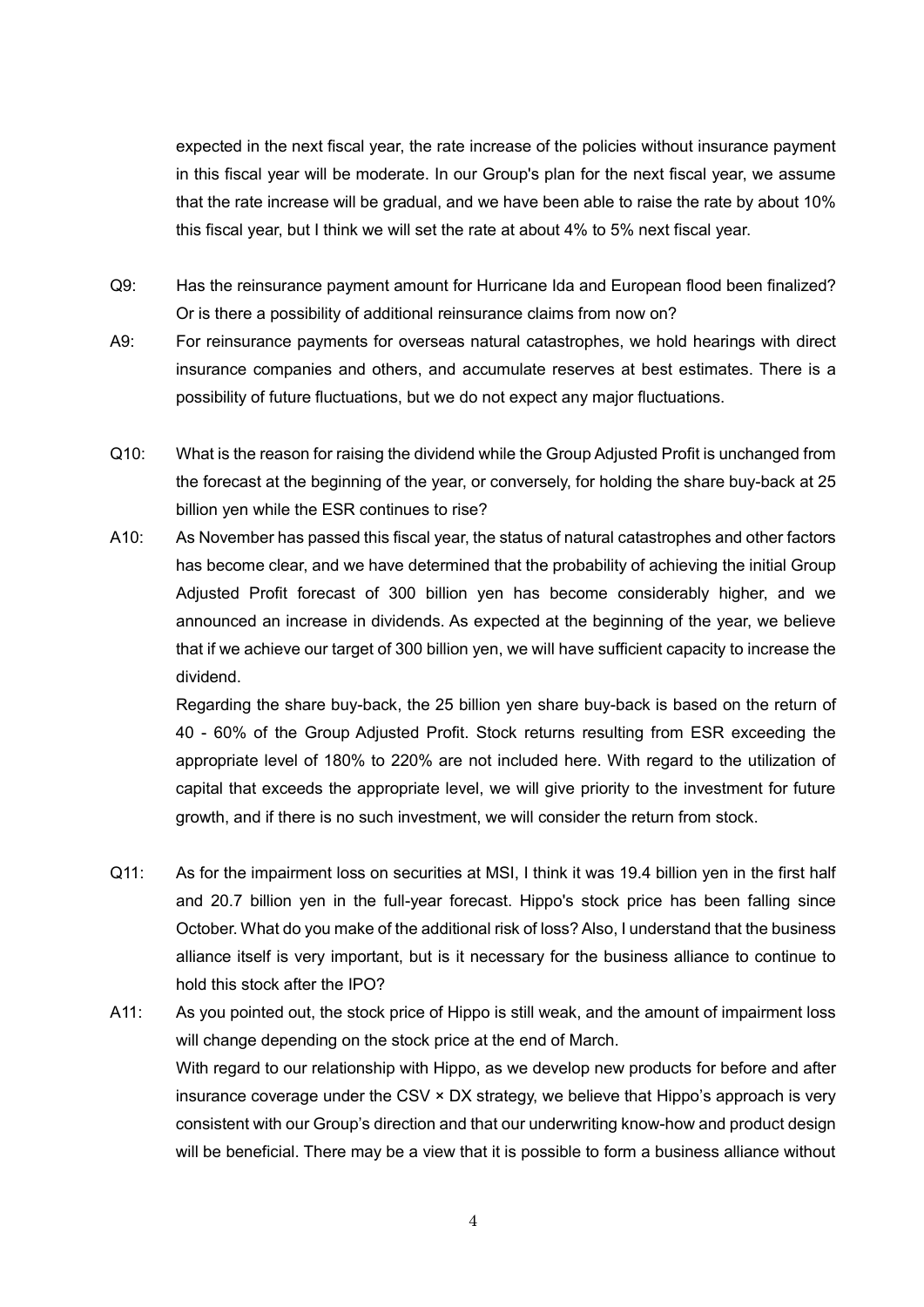expected in the next fiscal year, the rate increase of the policies without insurance payment in this fiscal year will be moderate. In our Group's plan for the next fiscal year, we assume that the rate increase will be gradual, and we have been able to raise the rate by about 10% this fiscal year, but I think we will set the rate at about 4% to 5% next fiscal year.

Q9: Has the reinsurance payment amount for Hurricane Ida and European flood been finalized? Or is there a possibility of additional reinsurance claims from now on?

A9: For reinsurance payments for overseas natural catastrophes, we hold hearings with direct insurance companies and others, and accumulate reserves at best estimates. There is a possibility of future fluctuations, but we do not expect any major fluctuations.

Q10: What is the reason for raising the dividend while the Group Adjusted Profit is unchanged from the forecast at the beginning of the year, or conversely, for holding the share buy-back at 25 billion yen while the ESR continues to rise?

A10: As November has passed this fiscal year, the status of natural catastrophes and other factors has become clear, and we have determined that the probability of achieving the initial Group Adjusted Profit forecast of 300 billion yen has become considerably higher, and we announced an increase in dividends. As expected at the beginning of the year, we believe that if we achieve our target of 300 billion yen, we will have sufficient capacity to increase the dividend.

Regarding the share buy-back, the 25 billion yen share buy-back is based on the return of 40 - 60% of the Group Adjusted Profit. Stock returns resulting from ESR exceeding the appropriate level of 180% to 220% are not included here. With regard to the utilization of capital that exceeds the appropriate level, we will give priority to the investment for future growth, and if there is no such investment, we will consider the return from stock.

Q11: As for the impairment loss on securities at MSI, I think it was 19.4 billion yen in the first half and 20.7 billion yen in the full-year forecast. Hippo's stock price has been falling since October. What do you make of the additional risk of loss? Also, I understand that the business alliance itself is very important, but is it necessary for the business alliance to continue to hold this stock after the IPO?

A11: As you pointed out, the stock price of Hippo is still weak, and the amount of impairment loss will change depending on the stock price at the end of March.

With regard to our relationship with Hippo, as we develop new products for before and after insurance coverage under the CSV × DX strategy, we believe that Hippo's approach is very consistent with our Group's direction and that our underwriting know-how and product design will be beneficial. There may be a view that it is possible to form a business alliance without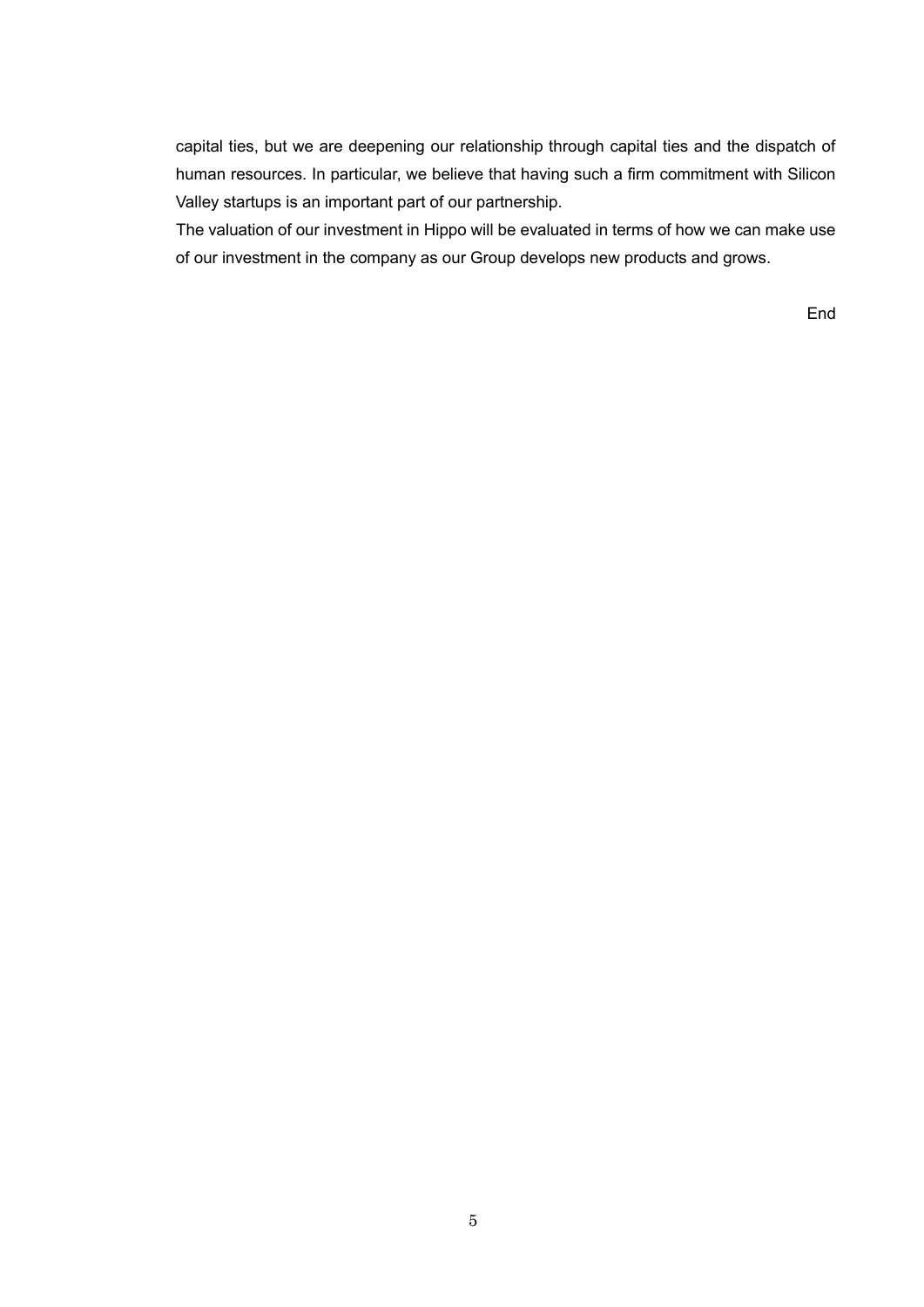capital ties, but we are deepening our relationship through capital ties and the dispatch of human resources. In particular, we believe that having such a firm commitment with Silicon Valley startups is an important part of our partnership.

The valuation of our investment in Hippo will be evaluated in terms of how we can make use of our investment in the company as our Group develops new products and grows.

End